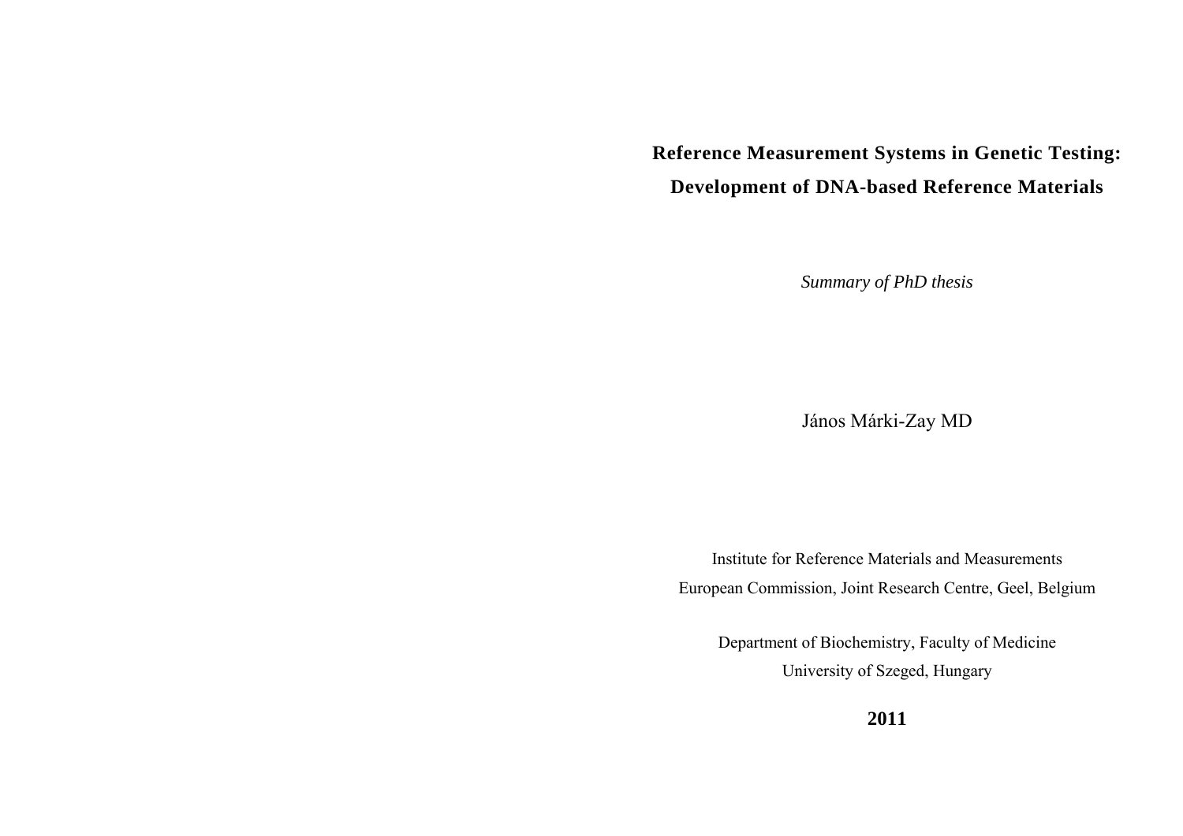# Reference Measurement Systems in Genetic Testing: Development of DNA-based Reference Materials

*Summary of PhD thesis*

János Márki-Zay MD

Institute for Reference Materials and Measurements

European Commission, Joint Research Centre, Geel, Belgium

Department of Biochemistry, Faculty of Medicine

University of Szeged, Hungary

**2011**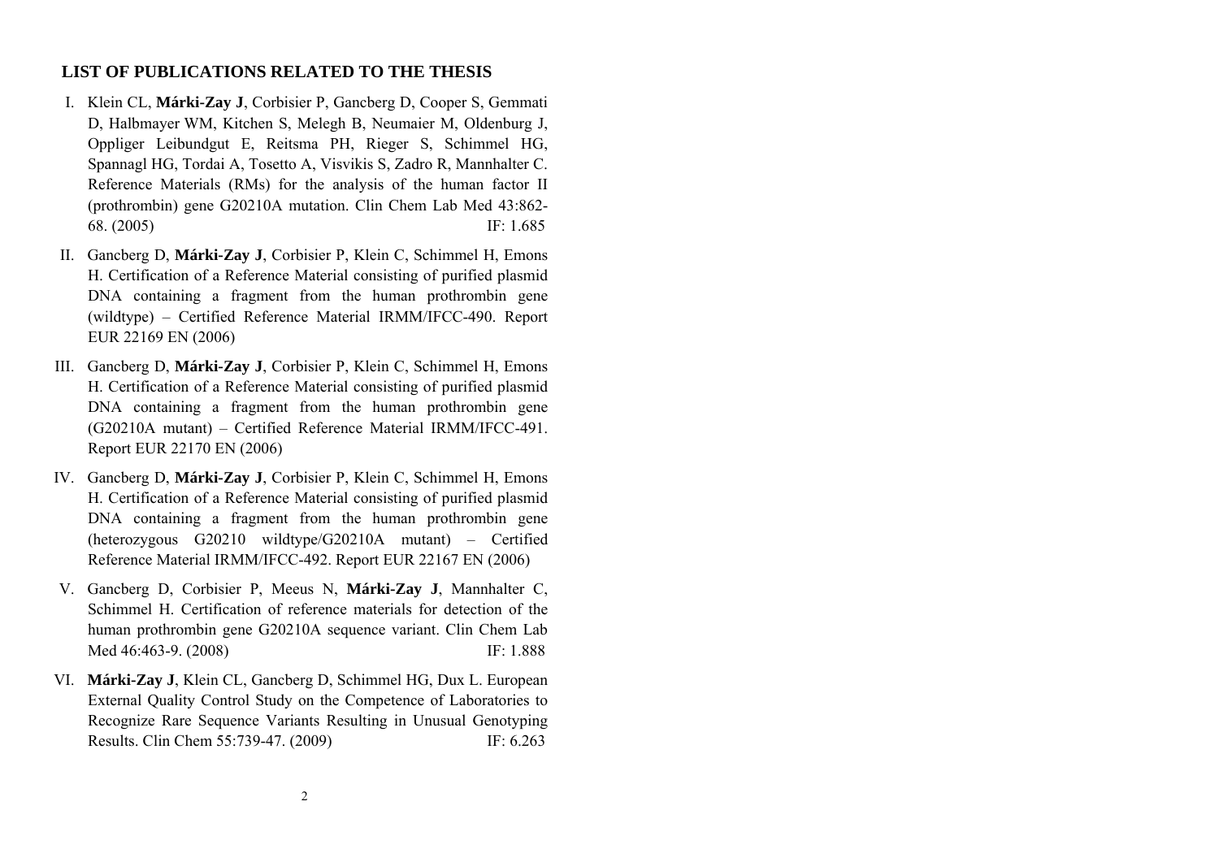## LIST OF PUBLICATIONS RELATED TO THE THESIS

I. Klein CL, **Márki-Zay J**, Corbisier P, Gancberg D, Cooper S, Gemmati D, Halbmayer WM, Kitchen S, Melegh B, Neumaier M, Oldenburg J, Oppliger Leibundgut E, Reitsma PH, Rieger S, Schimmel HG, Spannagl HG, Tordai A, Tosetto A, Visvikis S, Zadro R, Mannhalter C. Reference Materials (RMs) for the analysis of the human factor II (prothrombin) gene G20210A mutation. Clin Chem Lab Med 43:862-68. (2005) IF: 1.685

II. Gancberg D, **Márki-Zay J**, Corbisier P, Klein C, Schimmel H, Emons H. Certification of a Reference Material consisting of purified plasmid DNA containing a fragment from the human prothrombin gene (wildtype) – Certified Reference Material IRMM/IFCC-490. Report EUR 22169 EN (2006)

III. Gancberg D, **Márki-Zay J**, Corbisier P, Klein C, Schimmel H, Emons H. Certification of a Reference Material consisting of purified plasmid DNA containing a fragment from the human prothrombin gene (G20210A mutant) – Certified Reference Material IRMM/IFCC-491. Report EUR 22170 EN (2006)

IV. Gancberg D, **Márki-Zay J**, Corbisier P, Klein C, Schimmel H, Emons H. Certification of a Reference Material consisting of purified plasmid DNA containing a fragment from the human prothrombin gene (heterozygous G20210 wildtype/G20210A mutant) – Certified Reference Material IRMM/IFCC-492. Report EUR 22167 EN (2006)

V. Gancberg D, Corbisier P, Meeus N, **Márki-Zay J**, Mannhalter C, Schimmel H. Certification of reference materials for detection of the human prothrombin gene G20210A sequence variant. Clin Chem Lab Med 46:463-9. (2008) IF: 1.888

VI. **Márki-Zay J**, Klein CL, Gancberg D, Schimmel HG, Dux L. European External Quality Control Study on the Competence of Laboratories to Recognize Rare Sequence Variants Resulting in Unusual Genotyping Results. Clin Chem 55:739-47. (2009) IF: 6.263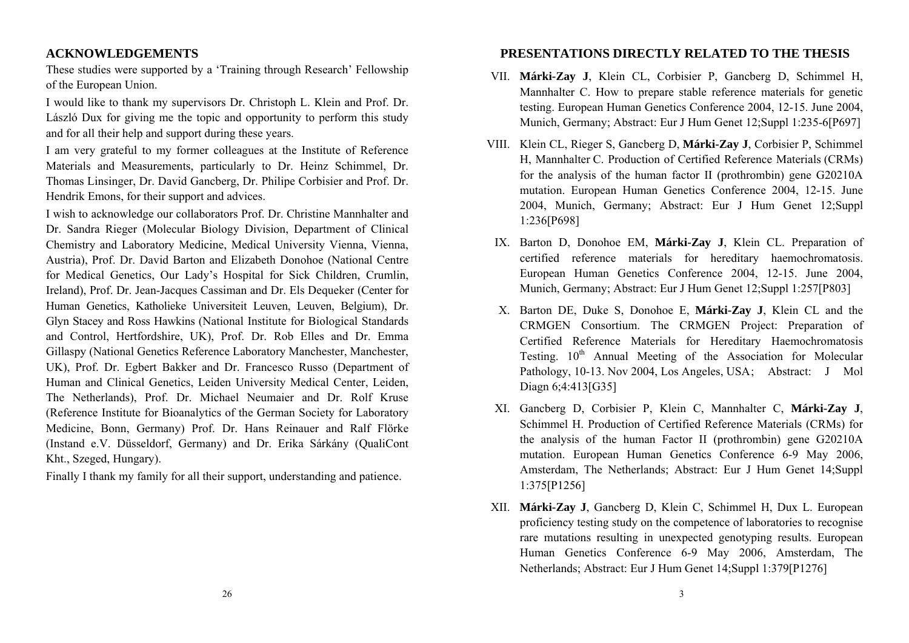## ACKNOWLEDGEMENTS

These studies were supported by a 'Training through Research' Fellowship of the European Union.

I would like to thank my supervisors Dr. Christoph L. Klein and Prof. Dr. László Dux for giving me the topic and opportunity to perform this study and for all their help and support during these years.

I am very grateful to my former colleagues at the Institute of Reference Materials and Measurements, particularly to Dr. Heinz Schimmel, Dr. Thomas Linsinger, Dr. David Gancberg, Dr. Philipe Corbisier and Prof. Dr. Hendrik Emons, for their support and advices.

I wish to acknowledge our collaborators Prof. Dr. Christine Mannhalter and Dr. Sandra Rieger (Molecular Biology Division, Department of Clinical Chemistry and Laboratory Medicine, Medical University Vienna, Vienna, Austria), Prof. Dr. David Barton and Elizabeth Donohoe (National Centre for Medical Genetics, Our Lady's Hospital for Sick Children, Crumlin, Ireland), Prof. Dr. Jean-Jacques Cassiman and Dr. Els Dequeker (Center for Human Genetics, Katholieke Universiteit Leuven, Leuven, Belgium), Dr. Glyn Stacey and Ross Hawkins (National Institute for Biological Standards and Control, Hertfordshire, UK), Prof. Dr. Rob Elles and Dr. Emma Gillaspy (National Genetics Reference Laboratory Manchester, Manchester, UK), Prof. Dr. Egbert Bakker and Dr. Francesco Russo (Department of Human and Clinical Genetics, Leiden University Medical Center, Leiden, The Netherlands), Prof. Dr. Michael Neumaier and Dr. Rolf Kruse (Reference Institute for Bioanalytics of the German Society for Laboratory Medicine, Bonn, Germany) Prof. Dr. Hans Reinauer and Ralf Flörke (Instand e.V. Düsseldorf, Germany) and Dr. Erika Sárkány (QualiCont Kht., Szeged, Hungary).

Finally I thank my family for all their support, understanding and patience.

## PRESENTATIONS DIRECTLY RELATED TO THE THESIS

VII. **Márki-Zay J**, Klein CL, Corbisier P, Gancberg D, Schimmel H, Mannhalter C. How to prepare stable reference materials for genetic testing. European Human Genetics Conference 2004, 12-15. June 2004, Munich, Germany; Abstract: Eur J Hum Genet 12;Suppl 1:235-6[P697]

VIII. Klein CL, Rieger S, Gancberg D, **Márki-Zay J**, Corbisier P, Schimmel H, Mannhalter C. Production of Certified Reference Materials (CRMs) for the analysis of the human factor II (prothrombin) gene G20210A mutation. European Human Genetics Conference 2004, 12-15. June 2004, Munich, Germany; Abstract: Eur J Hum Genet 12;Suppl 1:236[P698]

IX. Barton D, Donohoe EM, **Márki-Zay J**, Klein CL. Preparation of certified reference materials for hereditary haemochromatosis. European Human Genetics Conference 2004, 12-15. June 2004, Munich, Germany; Abstract: Eur J Hum Genet 12;Suppl 1:257[P803]

X. Barton DE, Duke S, Donohoe E, **Márki-Zay J**, Klein CL and the CRMGEN Consortium. The CRMGEN Project: Preparation of Certified Reference Materials for Hereditary Haemochromatosis Testing. 10th Annual Meeting of the Association for Molecular Pathology, 10-13. Nov 2004, Los Angeles, USA; Abstract: J Mol Diagn 6;4:413[G35]

XI. Gancberg D, Corbisier P, Klein C, Mannhalter C, **Márki-Zay J**, Schimmel H. Production of Certified Reference Materials (CRMs) for the analysis of the human Factor II (prothrombin) gene G20210A mutation. European Human Genetics Conference 6-9 May 2006, Amsterdam, The Netherlands; Abstract: Eur J Hum Genet 14;Suppl 1:375[P1256]

XII. **Márki-Zay J**, Gancberg D, Klein C, Schimmel H, Dux L. European proficiency testing study on the competence of laboratories to recognise rare mutations resulting in unexpected genotyping results. European Human Genetics Conference 6-9 May 2006, Amsterdam, The Netherlands; Abstract: Eur J Hum Genet 14;Suppl 1:379[P1276]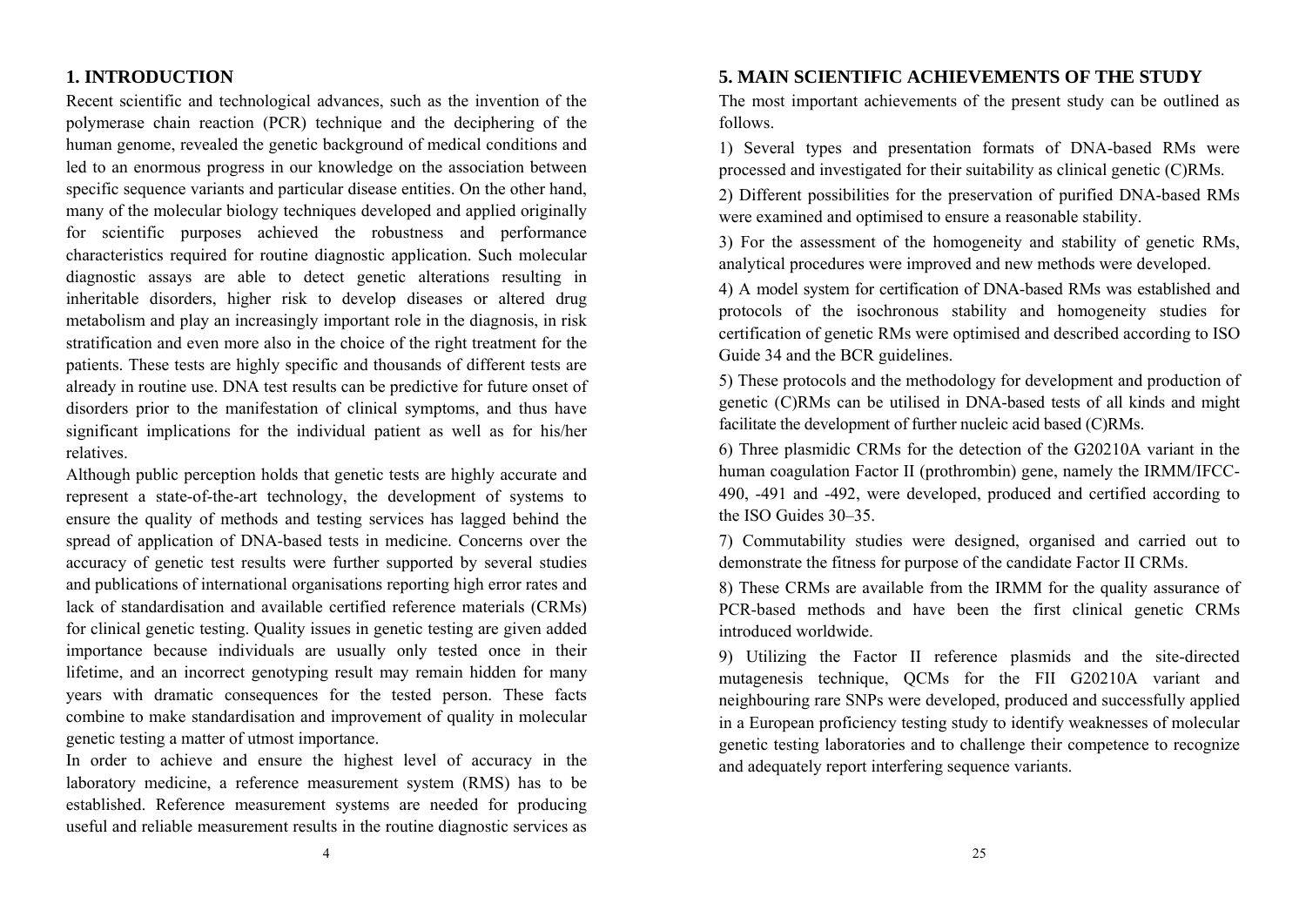## 1. INTRODUCTION

Recent scientific and technological advances, such as the invention of the polymerase chain reaction (PCR) technique and the deciphering of the human genome, revealed the genetic background of medical conditions and led to an enormous progress in our knowledge on the association between specific sequence variants and particular disease entities. On the other hand, many of the molecular biology techniques developed and applied originally for scientific purposes achieved the robustness and performance characteristics required for routine diagnostic application. Such molecular diagnostic assays are able to detect genetic alterations resulting in inheritable disorders, higher risk to develop diseases or altered drug metabolism and play an increasingly important role in the diagnosis, in risk stratification and even more also in the choice of the right treatment for the patients. These tests are highly specific and thousands of different tests are already in routine use. DNA test results can be predictive for future onset of disorders prior to the manifestation of clinical symptoms, and thus have significant implications for the individual patient as well as for his/her relatives.

Although public perception holds that genetic tests are highly accurate and represent a state-of-the-art technology, the development of systems to ensure the quality of methods and testing services has lagged behind the spread of application of DNA-based tests in medicine. Concerns over the accuracy of genetic test results were further supported by several studies and publications of international organisations reporting high error rates and lack of standardisation and available certified reference materials (CRMs) for clinical genetic testing. Quality issues in genetic testing are given added importance because individuals are usually only tested once in their lifetime, and an incorrect genotyping result may remain hidden for many years with dramatic consequences for the tested person. These facts combine to make standardisation and improvement of quality in molecular genetic testing a matter of utmost importance.

In order to achieve and ensure the highest level of accuracy in the laboratory medicine, a reference measurement system (RMS) has to be established. Reference measurement systems are needed for producing useful and reliable measurement results in the routine diagnostic services as

## 5. MAIN SCIENTIFIC ACHIEVEMENTS OF THE STUDY

The most important achievements of the present study can be outlined as follows.

1) Several types and presentation formats of DNA-based RMs were processed and investigated for their suitability as clinical genetic (C)RMs.

2) Different possibilities for the preservation of purified DNA-based RMs were examined and optimised to ensure a reasonable stability.

3) For the assessment of the homogeneity and stability of genetic RMs, analytical procedures were improved and new methods were developed.

4) A model system for certification of DNA-based RMs was established and protocols of the isochronous stability and homogeneity studies for certification of genetic RMs were optimised and described according to ISO Guide 34 and the BCR guidelines.

5) These protocols and the methodology for development and production of genetic (C)RMs can be utilised in DNA-based tests of all kinds and might facilitate the development of further nucleic acid based (C)RMs.

6) Three plasmidic CRMs for the detection of the G20210A variant in the human coagulation Factor II (prothrombin) gene, namely the IRMM/IFCC-490, -491 and -492, were developed, produced and certified according to the ISO Guides 30–35.

7) Commutability studies were designed, organised and carried out to demonstrate the fitness for purpose of the candidate Factor II CRMs.

8) These CRMs are available from the IRMM for the quality assurance of PCR-based methods and have been the first clinical genetic CRMs introduced worldwide.

9) Utilizing the Factor II reference plasmids and the site-directed mutagenesis technique, QCMs for the FII G20210A variant and neighbouring rare SNPs were developed, produced and successfully applied in a European proficiency testing study to identify weaknesses of molecular genetic testing laboratories and to challenge their competence to recognize and adequately report interfering sequence variants.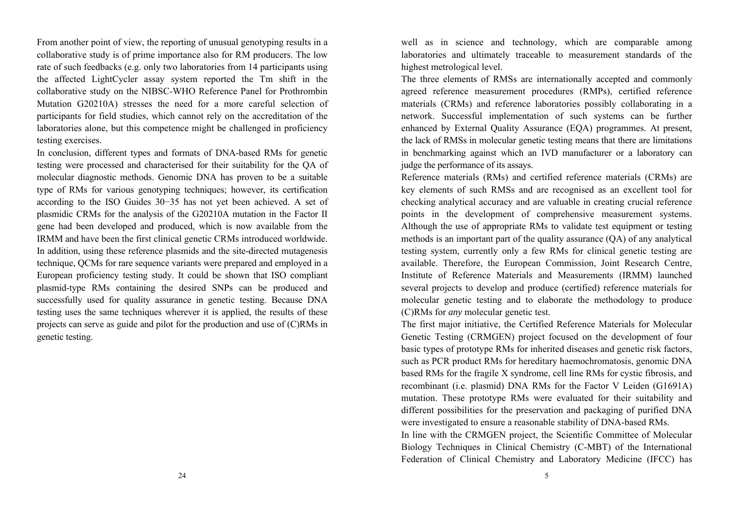From another point of view, the reporting of unusual genotyping results in a collaborative study is of prime importance also for RM producers. The low rate of such feedbacks (e.g. only two laboratories from 14 participants using the affected LightCycler assay system reported the Tm shift in the collaborative study on the NIBSC-WHO Reference Panel for Prothrombin Mutation G20210A) stresses the need for a more careful selection of participants for field studies, which cannot rely on the accreditation of the laboratories alone, but this competence might be challenged in proficiency testing exercises.

In conclusion, different types and formats of DNA-based RMs for genetic testing were processed and characterised for their suitability for the QA of molecular diagnostic methods. Genomic DNA has proven to be a suitable type of RMs for various genotyping techniques; however, its certification according to the ISO Guides 30−35 has not yet been achieved. A set of plasmidic CRMs for the analysis of the G20210A mutation in the Factor II gene had been developed and produced, which is now available from the IRMM and have been the first clinical genetic CRMs introduced worldwide. In addition, using these reference plasmids and the site-directed mutagenesis technique, QCMs for rare sequence variants were prepared and employed in a European proficiency testing study. It could be shown that ISO compliant plasmid-type RMs containing the desired SNPs can be produced and successfully used for quality assurance in genetic testing. Because DNA testing uses the same techniques wherever it is applied, the results of these projects can serve as guide and pilot for the production and use of (C)RMs in genetic testing.

well as in science and technology, which are comparable among laboratories and ultimately traceable to measurement standards of the highest metrological level.

The three elements of RMSs are internationally accepted and commonly agreed reference measurement procedures (RMPs), certified reference materials (CRMs) and reference laboratories possibly collaborating in a network. Successful implementation of such systems can be further enhanced by External Quality Assurance (EQA) programmes. At present, the lack of RMSs in molecular genetic testing means that there are limitations in benchmarking against which an IVD manufacturer or a laboratory can judge the performance of its assays.

Reference materials (RMs) and certified reference materials (CRMs) are key elements of such RMSs and are recognised as an excellent tool for checking analytical accuracy and are valuable in creating crucial reference points in the development of comprehensive measurement systems. Although the use of appropriate RMs to validate test equipment or testing methods is an important part of the quality assurance (QA) of any analytical testing system, currently only a few RMs for clinical genetic testing are available. Therefore, the European Commission, Joint Research Centre, Institute of Reference Materials and Measurements (IRMM) launched several projects to develop and produce (certified) reference materials for molecular genetic testing and to elaborate the methodology to produce (C)RMs for *any* molecular genetic test.

The first major initiative, the Certified Reference Materials for Molecular Genetic Testing (CRMGEN) project focused on the development of four basic types of prototype RMs for inherited diseases and genetic risk factors, such as PCR product RMs for hereditary haemochromatosis, genomic DNA based RMs for the fragile X syndrome, cell line RMs for cystic fibrosis, and recombinant (i.e. plasmid) DNA RMs for the Factor V Leiden (G1691A) mutation. These prototype RMs were evaluated for their suitability and different possibilities for the preservation and packaging of purified DNA were investigated to ensure a reasonable stability of DNA-based RMs.

In line with the CRMGEN project, the Scientific Committee of Molecular Biology Techniques in Clinical Chemistry (C-MBT) of the International Federation of Clinical Chemistry and Laboratory Medicine (IFCC) has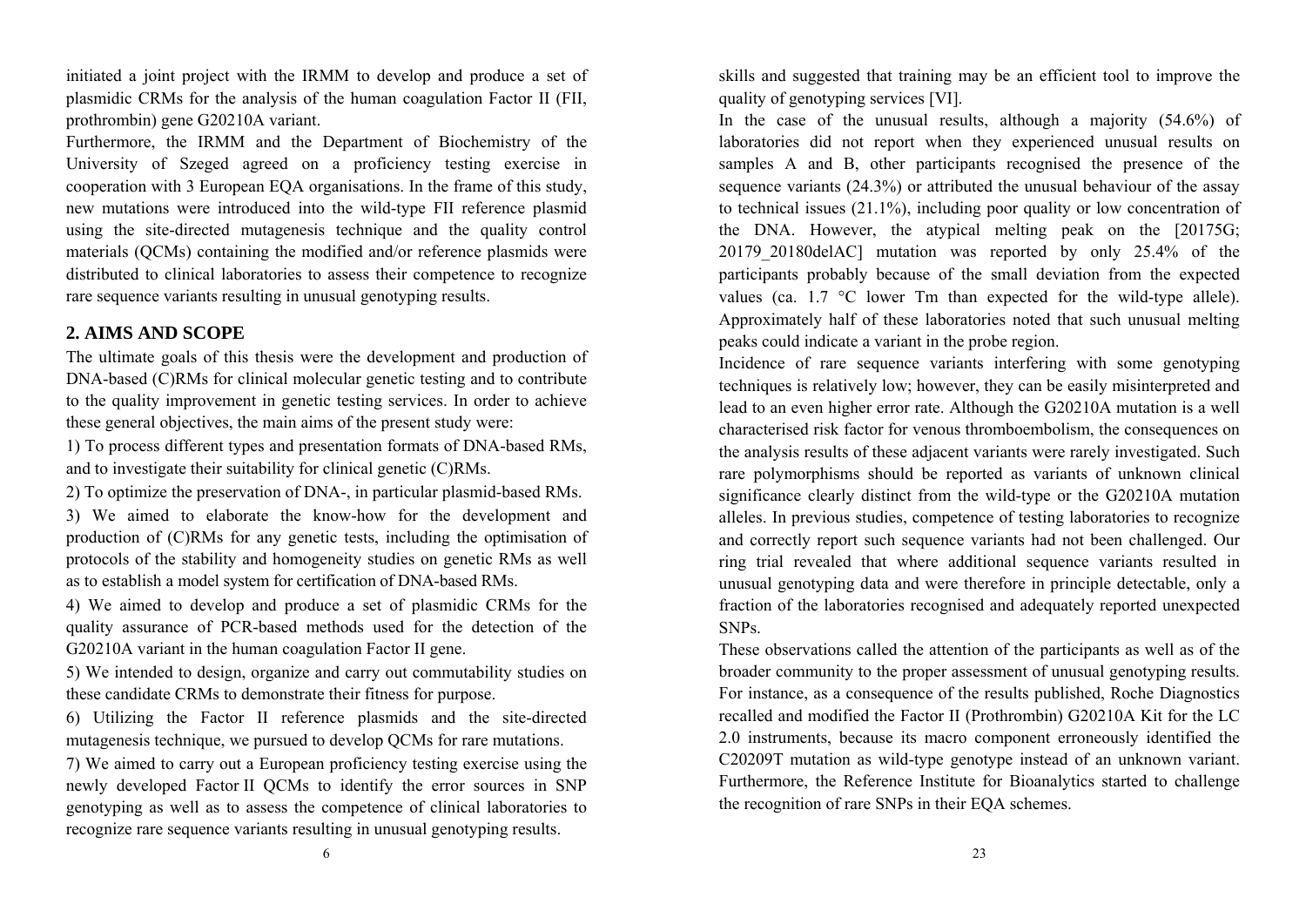initiated a joint project with the IRMM to develop and produce a set of plasmidic CRMs for the analysis of the human coagulation Factor II (FII, prothrombin) gene G20210A variant.

Furthermore, the IRMM and the Department of Biochemistry of the University of Szeged agreed on a proficiency testing exercise in cooperation with 3 European EQA organisations. In the frame of this study, new mutations were introduced into the wild-type FII reference plasmid using the site-directed mutagenesis technique and the quality control materials (QCMs) containing the modified and/or reference plasmids were distributed to clinical laboratories to assess their competence to recognize rare sequence variants resulting in unusual genotyping results.

## 2. AIMS AND SCOPE

The ultimate goals of this thesis were the development and production of DNA-based (C)RMs for clinical molecular genetic testing and to contribute to the quality improvement in genetic testing services. In order to achieve these general objectives, the main aims of the present study were:

1) To process different types and presentation formats of DNA-based RMs, and to investigate their suitability for clinical genetic (C)RMs.

2) To optimize the preservation of DNA-, in particular plasmid-based RMs.

3) We aimed to elaborate the know-how for the development and production of (C)RMs for any genetic tests, including the optimisation of protocols of the stability and homogeneity studies on genetic RMs as well as to establish a model system for certification of DNA-based RMs.

4) We aimed to develop and produce a set of plasmidic CRMs for the quality assurance of PCR-based methods used for the detection of the G20210A variant in the human coagulation Factor II gene.

5) We intended to design, organize and carry out commutability studies on these candidate CRMs to demonstrate their fitness for purpose.

6) Utilizing the Factor II reference plasmids and the site-directed mutagenesis technique, we pursued to develop QCMs for rare mutations.

7) We aimed to carry out a European proficiency testing exercise using the newly developed Factor II QCMs to identify the error sources in SNP genotyping as well as to assess the competence of clinical laboratories to recognize rare sequence variants resulting in unusual genotyping results.

skills and suggested that training may be an efficient tool to improve the quality of genotyping services [VI].

In the case of the unusual results, although a majority (54.6%) of laboratories did not report when they experienced unusual results on samples A and B, other participants recognised the presence of the sequence variants (24.3%) or attributed the unusual behaviour of the assay to technical issues (21.1%), including poor quality or low concentration of the DNA. However, the atypical melting peak on the [20175G; 20179_20180delAC] mutation was reported by only 25.4% of the participants probably because of the small deviation from the expected values (ca. 1.7 °C lower Tm than expected for the wild-type allele). Approximately half of these laboratories noted that such unusual melting peaks could indicate a variant in the probe region.

Incidence of rare sequence variants interfering with some genotyping techniques is relatively low; however, they can be easily misinterpreted and lead to an even higher error rate. Although the G20210A mutation is a well characterised risk factor for venous thromboembolism, the consequences on the analysis results of these adjacent variants were rarely investigated. Such rare polymorphisms should be reported as variants of unknown clinical significance clearly distinct from the wild-type or the G20210A mutation alleles. In previous studies, competence of testing laboratories to recognize and correctly report such sequence variants had not been challenged. Our ring trial revealed that where additional sequence variants resulted in unusual genotyping data and were therefore in principle detectable, only a fraction of the laboratories recognised and adequately reported unexpected SNPs.

These observations called the attention of the participants as well as of the broader community to the proper assessment of unusual genotyping results. For instance, as a consequence of the results published, Roche Diagnostics recalled and modified the Factor II (Prothrombin) G20210A Kit for the LC 2.0 instruments, because its macro component erroneously identified the C20209T mutation as wild-type genotype instead of an unknown variant. Furthermore, the Reference Institute for Bioanalytics started to challenge the recognition of rare SNPs in their EQA schemes.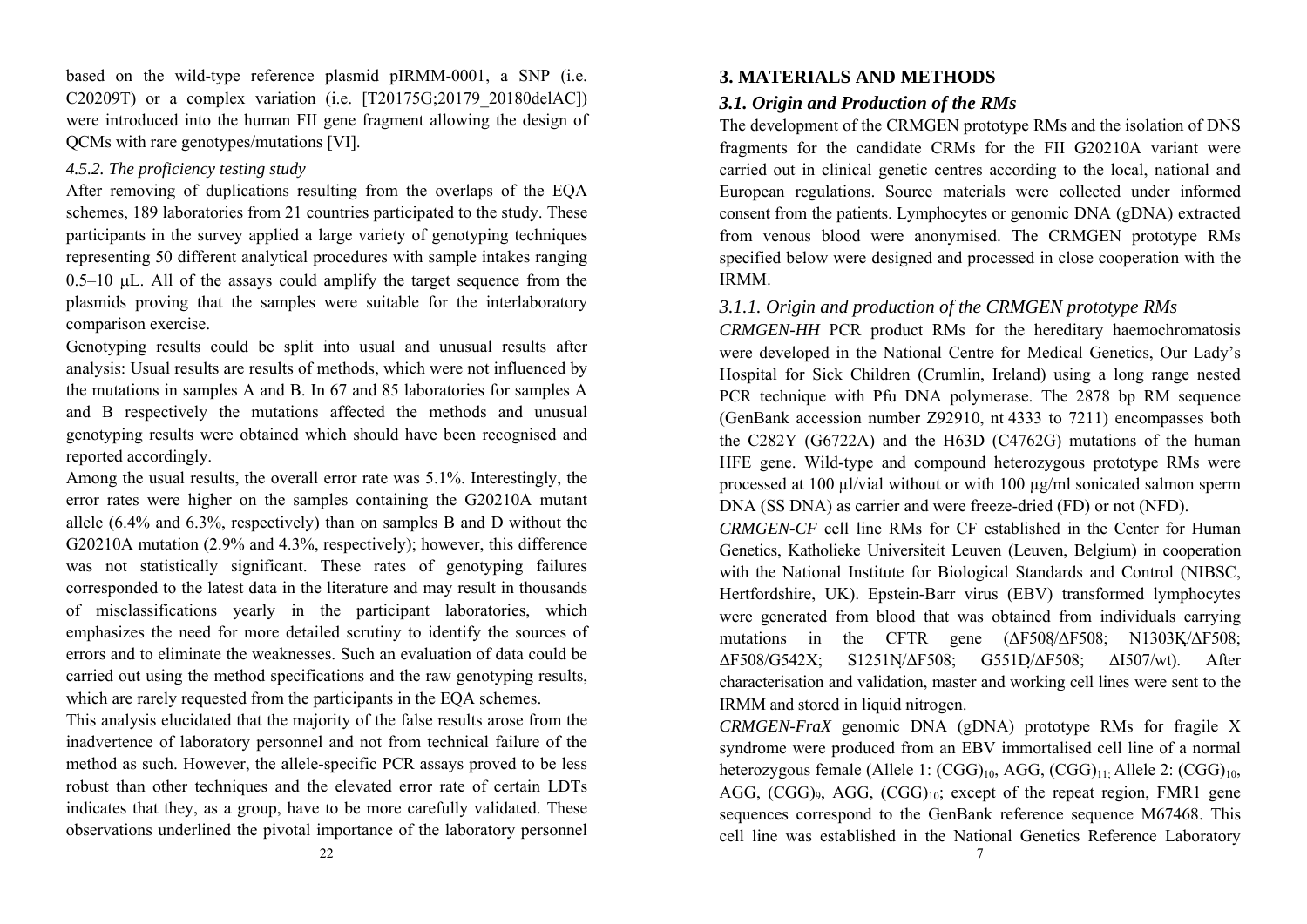based on the wild-type reference plasmid pIRMM-0001, a SNP (i.e. C20209T) or a complex variation (i.e. [T20175G;20179_20180delAC]) were introduced into the human FII gene fragment allowing the design of QCMs with rare genotypes/mutations [VI].

#### *4.5.2. The proficiency testing study*

After removing of duplications resulting from the overlaps of the EQA schemes, 189 laboratories from 21 countries participated to the study. These participants in the survey applied a large variety of genotyping techniques representing 50 different analytical procedures with sample intakes ranging 0.5–10 μL. All of the assays could amplify the target sequence from the plasmids proving that the samples were suitable for the interlaboratory comparison exercise.

Genotyping results could be split into usual and unusual results after analysis: Usual results are results of methods, which were not influenced by the mutations in samples A and B. In 67 and 85 laboratories for samples A and B respectively the mutations affected the methods and unusual genotyping results were obtained which should have been recognised and reported accordingly.

Among the usual results, the overall error rate was 5.1%. Interestingly, the error rates were higher on the samples containing the G20210A mutant allele (6.4% and 6.3%, respectively) than on samples B and D without the G20210A mutation (2.9% and 4.3%, respectively); however, this difference was not statistically significant. These rates of genotyping failures corresponded to the latest data in the literature and may result in thousands of misclassifications yearly in the participant laboratories, which emphasizes the need for more detailed scrutiny to identify the sources of errors and to eliminate the weaknesses. Such an evaluation of data could be carried out using the method specifications and the raw genotyping results, which are rarely requested from the participants in the EQA schemes.

This analysis elucidated that the majority of the false results arose from the inadvertence of laboratory personnel and not from technical failure of the method as such. However, the allele-specific PCR assays proved to be less robust than other techniques and the elevated error rate of certain LDTs indicates that they, as a group, have to be more carefully validated. These observations underlined the pivotal importance of the laboratory personnel

## 3. MATERIALS AND METHODS

### *3.1. Origin and Production of the RMs*

The development of the CRMGEN prototype RMs and the isolation of DNS fragments for the candidate CRMs for the FII G20210A variant were carried out in clinical genetic centres according to the local, national and European regulations. Source materials were collected under informed consent from the patients. Lymphocytes or genomic DNA (gDNA) extracted from venous blood were anonymised. The CRMGEN prototype RMs specified below were designed and processed in close cooperation with the IRMM.

#### *3.1.1. Origin and production of the CRMGEN prototype RMs*

*CRMGEN-HH* PCR product RMs for the hereditary haemochromatosis were developed in the National Centre for Medical Genetics, Our Lady's Hospital for Sick Children (Crumlin, Ireland) using a long range nested PCR technique with Pfu DNA polymerase. The 2878 bp RM sequence (GenBank accession number Z92910, nt 4333 to 7211) encompasses both the C282Y (G6722A) and the H63D (C4762G) mutations of the human HFE gene. Wild-type and compound heterozygous prototype RMs were processed at 100 µl/vial without or with 100 µg/ml sonicated salmon sperm DNA (SS DNA) as carrier and were freeze-dried (FD) or not (NFD).

*CRMGEN-CF* cell line RMs for CF established in the Center for Human Genetics, Katholieke Universiteit Leuven (Leuven, Belgium) in cooperation with the National Institute for Biological Standards and Control (NIBSC, Hertfordshire, UK). Epstein-Barr virus (EBV) transformed lymphocytes were generated from blood that was obtained from individuals carrying mutations in the CFTR gene (ΔF508/ΔF508; N1303K/ΔF508; ΔF508/G542X; S1251N/ΔF508; G551D/ΔF508; ΔI507/wt). After characterisation and validation, master and working cell lines were sent to the IRMM and stored in liquid nitrogen.

*CRMGEN-FraX* genomic DNA (gDNA) prototype RMs for fragile X syndrome were produced from an EBV immortalised cell line of a normal heterozygous female (Allele 1: $(CGG)_{10}$, AGG, $(CGG)_{11}$; Allele 2: $(CGG)_{10}$, AGG, $(CGG)_{9}$, AGG, $(CGG)_{10}$; except of the repeat region, FMR1 gene sequences correspond to the GenBank reference sequence M67468. This cell line was established in the National Genetics Reference Laboratory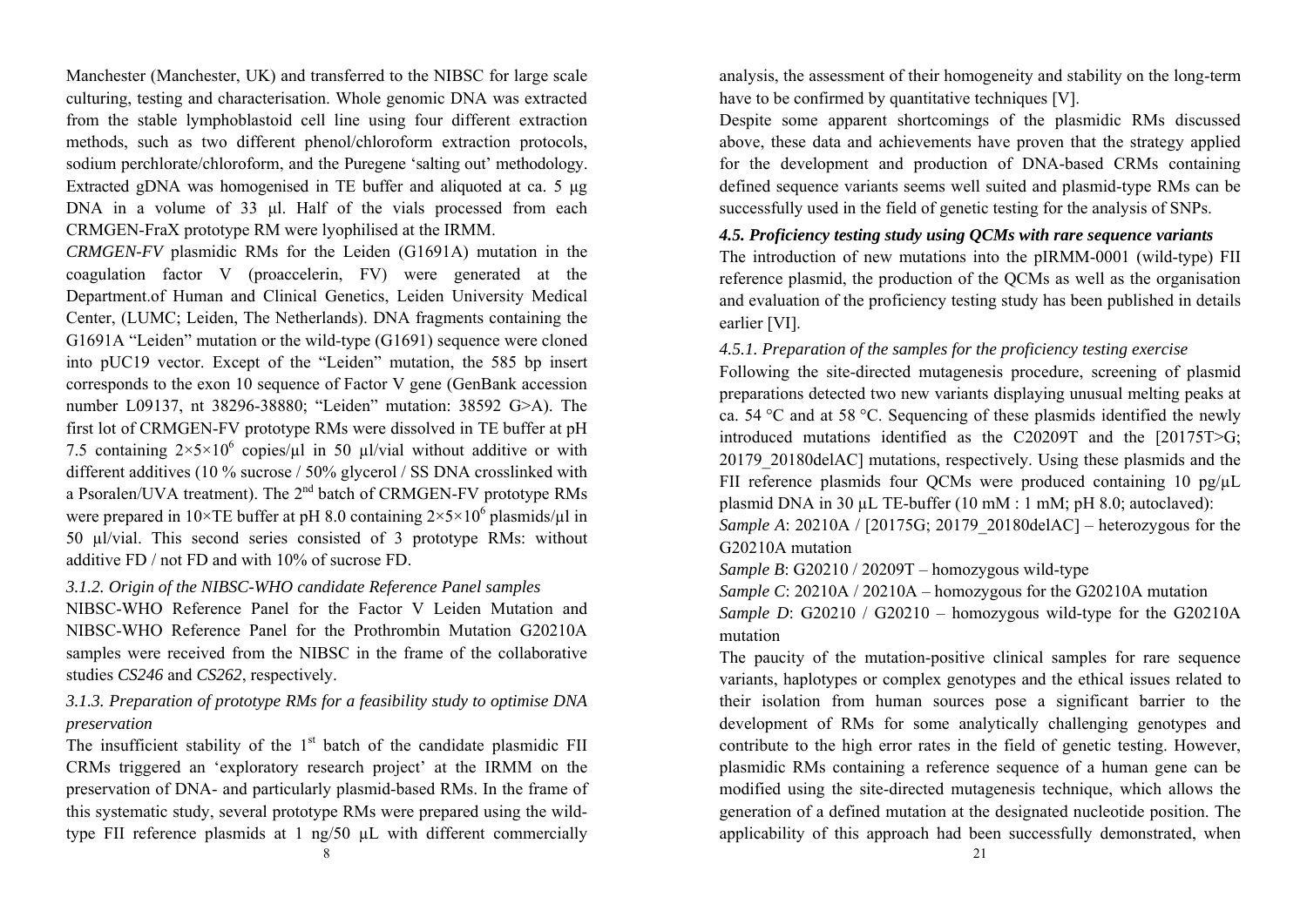Manchester (Manchester, UK) and transferred to the NIBSC for large scale culturing, testing and characterisation. Whole genomic DNA was extracted from the stable lymphoblastoid cell line using four different extraction methods, such as two different phenol/chloroform extraction protocols, sodium perchlorate/chloroform, and the Puregene 'salting out' methodology. Extracted gDNA was homogenised in TE buffer and aliquoted at ca. 5 μg DNA in a volume of 33 μl. Half of the vials processed from each CRMGEN-FraX prototype RM were lyophilised at the IRMM.

*CRMGEN-FV* plasmidic RMs for the Leiden (G1691A) mutation in the coagulation factor V (proaccelerin, FV) were generated at the Department.of Human and Clinical Genetics, Leiden University Medical Center, (LUMC; Leiden, The Netherlands). DNA fragments containing the G1691A "Leiden" mutation or the wild-type (G1691) sequence were cloned into pUC19 vector. Except of the "Leiden" mutation, the 585 bp insert corresponds to the exon 10 sequence of Factor V gene (GenBank accession number L09137, nt 38296-38880; "Leiden" mutation: 38592 G>A). The first lot of CRMGEN-FV prototype RMs were dissolved in TE buffer at pH 7.5 containing $2\times5\times10^6$ copies/μl in 50 μl/vial without additive or with different additives (10 % sucrose / 50% glycerol / SS DNA crosslinked with a Psoralen/UVA treatment). The 2[nd] batch of CRMGEN-FV prototype RMs were prepared in 10×TE buffer at pH 8.0 containing $2\times5\times10^6$ plasmids/μl in 50 μl/vial. This second series consisted of 3 prototype RMs: without additive FD / not FD and with 10% of sucrose FD.

### *3.1.2. Origin of the NIBSC-WHO candidate Reference Panel samples*

NIBSC-WHO Reference Panel for the Factor V Leiden Mutation and NIBSC-WHO Reference Panel for the Prothrombin Mutation G20210A samples were received from the NIBSC in the frame of the collaborative studies *CS246* and *CS262*, respectively.

### *3.1.3. Preparation of prototype RMs for a feasibility study to optimise DNA preservation*

The insufficient stability of the 1[st] batch of the candidate plasmidic FII CRMs triggered an 'exploratory research project' at the IRMM on the preservation of DNA- and particularly plasmid-based RMs. In the frame of this systematic study, several prototype RMs were prepared using the wild-type FII reference plasmids at 1 ng/50 µL with different commercially analysis, the assessment of their homogeneity and stability on the long-term have to be confirmed by quantitative techniques [V].

Despite some apparent shortcomings of the plasmidic RMs discussed above, these data and achievements have proven that the strategy applied for the development and production of DNA-based CRMs containing defined sequence variants seems well suited and plasmid-type RMs can be successfully used in the field of genetic testing for the analysis of SNPs.

### ***4.5. Proficiency testing study using QCMs with rare sequence variants***

The introduction of new mutations into the pIRMM-0001 (wild-type) FII reference plasmid, the production of the QCMs as well as the organisation and evaluation of the proficiency testing study has been published in details earlier [VI].

#### *4.5.1. Preparation of the samples for the proficiency testing exercise*

Following the site-directed mutagenesis procedure, screening of plasmid preparations detected two new variants displaying unusual melting peaks at ca. 54 °C and at 58 °C. Sequencing of these plasmids identified the newly introduced mutations identified as the C20209T and the [20175T>G; 20179_20180delAC] mutations, respectively. Using these plasmids and the FII reference plasmids four QCMs were produced containing 10 pg/µL plasmid DNA in 30 µL TE-buffer (10 mM : 1 mM; pH 8.0; autoclaved):

*Sample A*: 20210A / [20175G; 20179_20180delAC] – heterozygous for the G20210A mutation

*Sample B*: G20210 / 20209T – homozygous wild-type

*Sample C*: 20210A / 20210A – homozygous for the G20210A mutation

*Sample D*: G20210 / G20210 – homozygous wild-type for the G20210A mutation

The paucity of the mutation-positive clinical samples for rare sequence variants, haplotypes or complex genotypes and the ethical issues related to their isolation from human sources pose a significant barrier to the development of RMs for some analytically challenging genotypes and contribute to the high error rates in the field of genetic testing. However, plasmidic RMs containing a reference sequence of a human gene can be modified using the site-directed mutagenesis technique, which allows the generation of a defined mutation at the designated nucleotide position. The applicability of this approach had been successfully demonstrated, when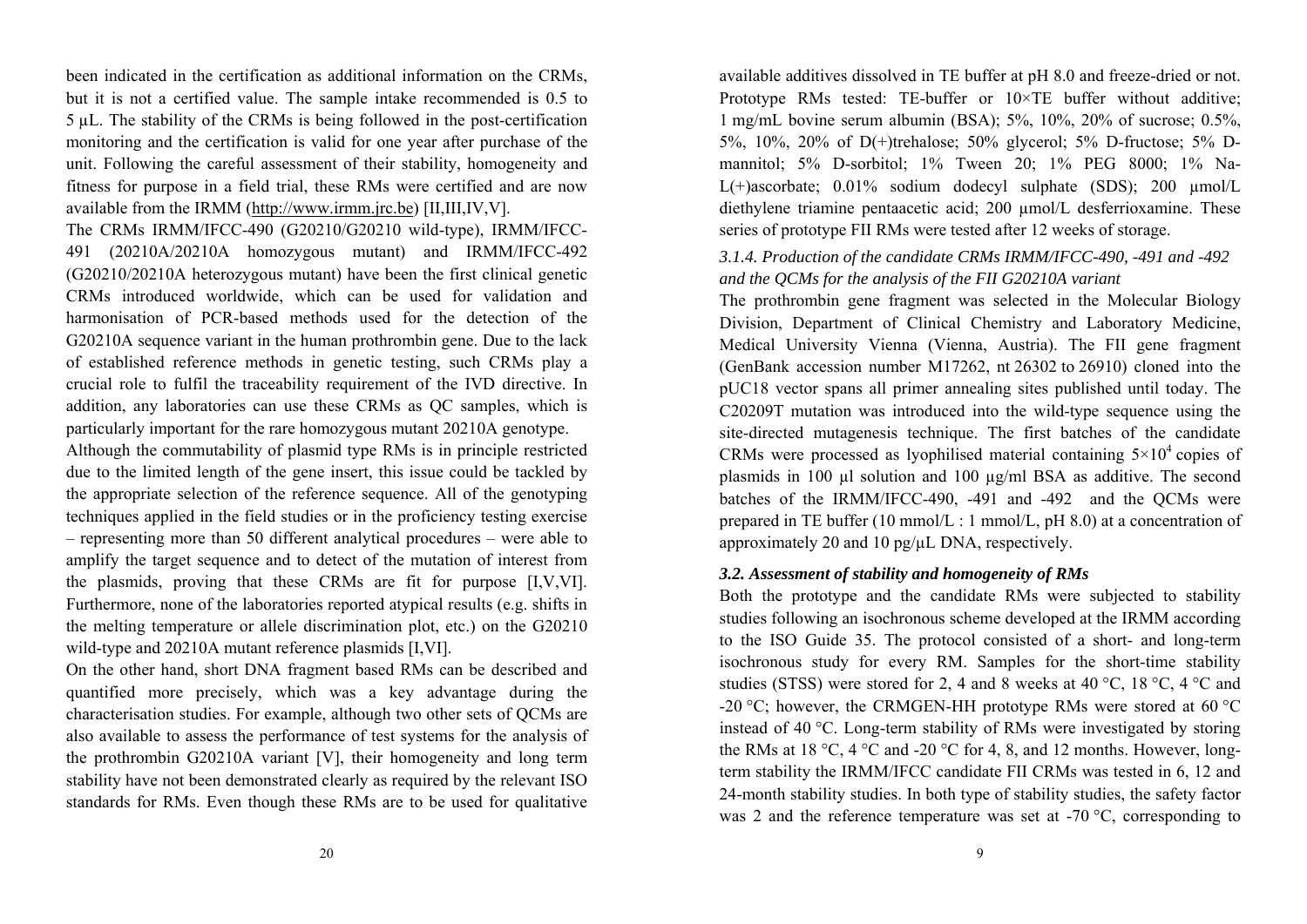been indicated in the certification as additional information on the CRMs, but it is not a certified value. The sample intake recommended is 0.5 to 5 μL. The stability of the CRMs is being followed in the post-certification monitoring and the certification is valid for one year after purchase of the unit. Following the careful assessment of their stability, homogeneity and fitness for purpose in a field trial, these RMs were certified and are now available from the IRMM (http://www.irmm.jrc.be) [II,III,IV,V].

The CRMs IRMM/IFCC-490 (G20210/G20210 wild-type), IRMM/IFCC-491 (20210A/20210A homozygous mutant) and IRMM/IFCC-492 (G20210/20210A heterozygous mutant) have been the first clinical genetic CRMs introduced worldwide, which can be used for validation and harmonisation of PCR-based methods used for the detection of the G20210A sequence variant in the human prothrombin gene. Due to the lack of established reference methods in genetic testing, such CRMs play a crucial role to fulfil the traceability requirement of the IVD directive. In addition, any laboratories can use these CRMs as QC samples, which is particularly important for the rare homozygous mutant 20210A genotype.

Although the commutability of plasmid type RMs is in principle restricted due to the limited length of the gene insert, this issue could be tackled by the appropriate selection of the reference sequence. All of the genotyping techniques applied in the field studies or in the proficiency testing exercise – representing more than 50 different analytical procedures – were able to amplify the target sequence and to detect of the mutation of interest from the plasmids, proving that these CRMs are fit for purpose [I,V,VI]. Furthermore, none of the laboratories reported atypical results (e.g. shifts in the melting temperature or allele discrimination plot, etc.) on the G20210 wild-type and 20210A mutant reference plasmids [I,VI].

On the other hand, short DNA fragment based RMs can be described and quantified more precisely, which was a key advantage during the characterisation studies. For example, although two other sets of QCMs are also available to assess the performance of test systems for the analysis of the prothrombin G20210A variant [V], their homogeneity and long term stability have not been demonstrated clearly as required by the relevant ISO standards for RMs. Even though these RMs are to be used for qualitative

available additives dissolved in TE buffer at pH 8.0 and freeze-dried or not. Prototype RMs tested: TE-buffer or 10×TE buffer without additive; 1 mg/mL bovine serum albumin (BSA); 5%, 10%, 20% of sucrose; 0.5%, 5%, 10%, 20% of D(+)trehalose; 50% glycerol; 5% D-fructose; 5% D-mannitol; 5% D-sorbitol; 1% Tween 20; 1% PEG 8000; 1% Na-L(+)ascorbate; 0.01% sodium dodecyl sulphate (SDS); 200 μmol/L diethylene triamine pentaacetic acid; 200 μmol/L desferrioxamine. These series of prototype FII RMs were tested after 12 weeks of storage.

### *3.1.4. Production of the candidate CRMs IRMM/IFCC-490, -491 and -492 and the QCMs for the analysis of the FII G20210A variant*

The prothrombin gene fragment was selected in the Molecular Biology Division, Department of Clinical Chemistry and Laboratory Medicine, Medical University Vienna (Vienna, Austria). The FII gene fragment (GenBank accession number M17262, nt 26302 to 26910) cloned into the pUC18 vector spans all primer annealing sites published until today. The C20209T mutation was introduced into the wild-type sequence using the site-directed mutagenesis technique. The first batches of the candidate CRMs were processed as lyophilised material containing $5\times10^4$ copies of plasmids in 100 μl solution and 100 μg/ml BSA as additive. The second batches of the IRMM/IFCC-490, -491 and -492 and the QCMs were prepared in TE buffer (10 mmol/L : 1 mmol/L, pH 8.0) at a concentration of approximately 20 and 10 pg/μL DNA, respectively.

### ***3.2. Assessment of stability and homogeneity of RMs***

Both the prototype and the candidate RMs were subjected to stability studies following an isochronous scheme developed at the IRMM according to the ISO Guide 35. The protocol consisted of a short- and long-term isochronous study for every RM. Samples for the short-time stability studies (STSS) were stored for 2, 4 and 8 weeks at 40 °C, 18 °C, 4 °C and -20 °C; however, the CRMGEN-HH prototype RMs were stored at 60 °C instead of 40 °C. Long-term stability of RMs were investigated by storing the RMs at 18 °C, 4 °C and -20 °C for 4, 8, and 12 months. However, long-term stability the IRMM/IFCC candidate FII CRMs was tested in 6, 12 and 24-month stability studies. In both type of stability studies, the safety factor was 2 and the reference temperature was set at -70 °C, corresponding to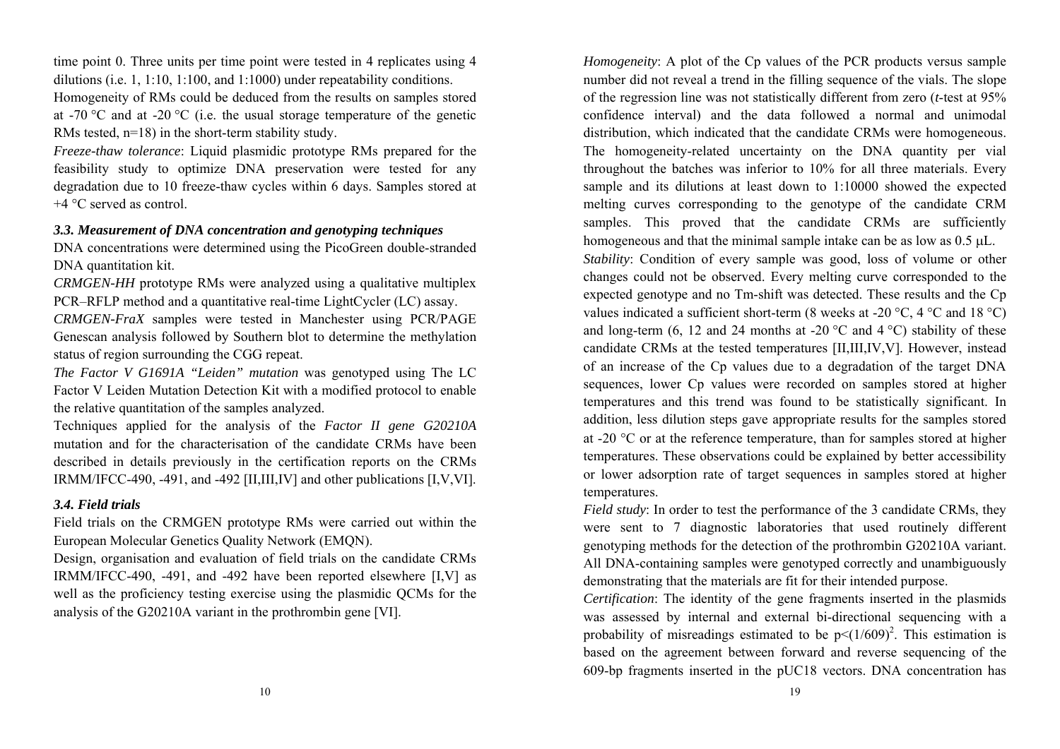time point 0. Three units per time point were tested in 4 replicates using 4 dilutions (i.e. 1, 1:10, 1:100, and 1:1000) under repeatability conditions.

Homogeneity of RMs could be deduced from the results on samples stored at -70 °C and at -20 °C (i.e. the usual storage temperature of the genetic RMs tested, n=18) in the short-term stability study.

*Freeze-thaw tolerance*: Liquid plasmidic prototype RMs prepared for the feasibility study to optimize DNA preservation were tested for any degradation due to 10 freeze-thaw cycles within 6 days. Samples stored at +4 °C served as control.

### *3.3. Measurement of DNA concentration and genotyping techniques*

DNA concentrations were determined using the PicoGreen double-stranded DNA quantitation kit.

*CRMGEN-HH* prototype RMs were analyzed using a qualitative multiplex PCR–RFLP method and a quantitative real-time LightCycler (LC) assay.

*CRMGEN-FraX* samples were tested in Manchester using PCR/PAGE Genescan analysis followed by Southern blot to determine the methylation status of region surrounding the CGG repeat.

*The Factor V G1691A "Leiden" mutation* was genotyped using The LC Factor V Leiden Mutation Detection Kit with a modified protocol to enable the relative quantitation of the samples analyzed.

Techniques applied for the analysis of the *Factor II gene G20210A* mutation and for the characterisation of the candidate CRMs have been described in details previously in the certification reports on the CRMs IRMM/IFCC-490, -491, and -492 [II,III,IV] and other publications [I,V,VI].

### *3.4. Field trials*

Field trials on the CRMGEN prototype RMs were carried out within the European Molecular Genetics Quality Network (EMQN).

Design, organisation and evaluation of field trials on the candidate CRMs IRMM/IFCC-490, -491, and -492 have been reported elsewhere [I,V] as well as the proficiency testing exercise using the plasmidic QCMs for the analysis of the G20210A variant in the prothrombin gene [VI].

*Homogeneity*: A plot of the Cp values of the PCR products versus sample number did not reveal a trend in the filling sequence of the vials. The slope of the regression line was not statistically different from zero (*t*-test at 95% confidence interval) and the data followed a normal and unimodal distribution, which indicated that the candidate CRMs were homogeneous. The homogeneity-related uncertainty on the DNA quantity per vial throughout the batches was inferior to 10% for all three materials. Every sample and its dilutions at least down to 1:10000 showed the expected melting curves corresponding to the genotype of the candidate CRM samples. This proved that the candidate CRMs are sufficiently homogeneous and that the minimal sample intake can be as low as 0.5 µL.

*Stability*: Condition of every sample was good, loss of volume or other changes could not be observed. Every melting curve corresponded to the expected genotype and no Tm-shift was detected. These results and the Cp values indicated a sufficient short-term (8 weeks at -20 °C, 4 °C and 18 °C) and long-term (6, 12 and 24 months at -20 °C and 4 °C) stability of these candidate CRMs at the tested temperatures [II,III,IV,V]. However, instead of an increase of the Cp values due to a degradation of the target DNA sequences, lower Cp values were recorded on samples stored at higher temperatures and this trend was found to be statistically significant. In addition, less dilution steps gave appropriate results for the samples stored at -20 °C or at the reference temperature, than for samples stored at higher temperatures. These observations could be explained by better accessibility or lower adsorption rate of target sequences in samples stored at higher temperatures.

*Field study*: In order to test the performance of the 3 candidate CRMs, they were sent to 7 diagnostic laboratories that used routinely different genotyping methods for the detection of the prothrombin G20210A variant. All DNA-containing samples were genotyped correctly and unambiguously demonstrating that the materials are fit for their intended purpose.

*Certification*: The identity of the gene fragments inserted in the plasmids was assessed by internal and external bi-directional sequencing with a probability of misreadings estimated to be $p<(1/609)^2$. This estimation is based on the agreement between forward and reverse sequencing of the 609-bp fragments inserted in the pUC18 vectors. DNA concentration has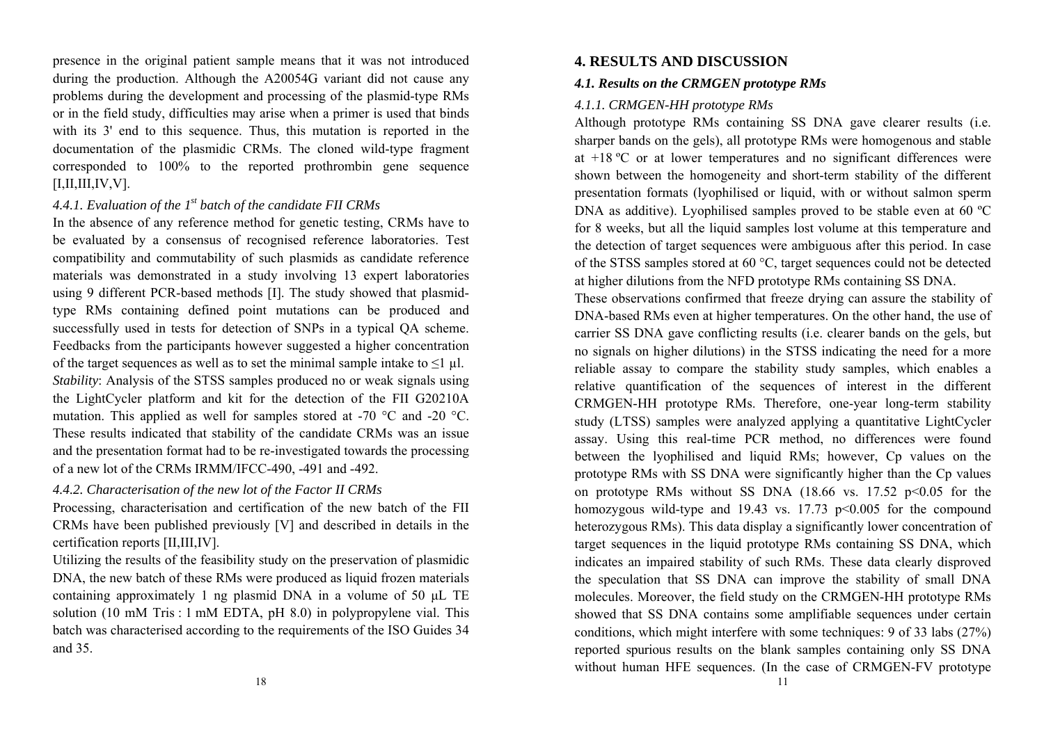presence in the original patient sample means that it was not introduced during the production. Although the A20054G variant did not cause any problems during the development and processing of the plasmid-type RMs or in the field study, difficulties may arise when a primer is used that binds with its 3' end to this sequence. Thus, this mutation is reported in the documentation of the plasmidic CRMs. The cloned wild-type fragment corresponded to 100% to the reported prothrombin gene sequence [I,II,III,IV,V].

#### *4.4.1. Evaluation of the 1st batch of the candidate FII CRMs*

In the absence of any reference method for genetic testing, CRMs have to be evaluated by a consensus of recognised reference laboratories. Test compatibility and commutability of such plasmids as candidate reference materials was demonstrated in a study involving 13 expert laboratories using 9 different PCR-based methods [I]. The study showed that plasmid-type RMs containing defined point mutations can be produced and successfully used in tests for detection of SNPs in a typical QA scheme. Feedbacks from the participants however suggested a higher concentration of the target sequences as well as to set the minimal sample intake to ≤1 µl.

*Stability*: Analysis of the STSS samples produced no or weak signals using the LightCycler platform and kit for the detection of the FII G20210A mutation. This applied as well for samples stored at -70 °C and -20 °C. These results indicated that stability of the candidate CRMs was an issue and the presentation format had to be re-investigated towards the processing of a new lot of the CRMs IRMM/IFCC-490, -491 and -492.

#### *4.4.2. Characterisation of the new lot of the Factor II CRMs*

Processing, characterisation and certification of the new batch of the FII CRMs have been published previously [V] and described in details in the certification reports [II,III,IV].

Utilizing the results of the feasibility study on the preservation of plasmidic DNA, the new batch of these RMs were produced as liquid frozen materials containing approximately 1 ng plasmid DNA in a volume of 50 µL TE solution (10 mM Tris : 1 mM EDTA, pH 8.0) in polypropylene vial. This batch was characterised according to the requirements of the ISO Guides 34 and 35.

## 4. RESULTS AND DISCUSSION

### *4.1. Results on the CRMGEN prototype RMs*

#### *4.1.1. CRMGEN-HH prototype RMs*

Although prototype RMs containing SS DNA gave clearer results (i.e. sharper bands on the gels), all prototype RMs were homogenous and stable at +18 ºC or at lower temperatures and no significant differences were shown between the homogeneity and short-term stability of the different presentation formats (lyophilised or liquid, with or without salmon sperm DNA as additive). Lyophilised samples proved to be stable even at 60 ºC for 8 weeks, but all the liquid samples lost volume at this temperature and the detection of target sequences were ambiguous after this period. In case of the STSS samples stored at 60 °C, target sequences could not be detected at higher dilutions from the NFD prototype RMs containing SS DNA.

These observations confirmed that freeze drying can assure the stability of DNA-based RMs even at higher temperatures. On the other hand, the use of carrier SS DNA gave conflicting results (i.e. clearer bands on the gels, but no signals on higher dilutions) in the STSS indicating the need for a more reliable assay to compare the stability study samples, which enables a relative quantification of the sequences of interest in the different CRMGEN-HH prototype RMs. Therefore, one-year long-term stability study (LTSS) samples were analyzed applying a quantitative LightCycler assay. Using this real-time PCR method, no differences were found between the lyophilised and liquid RMs; however, Cp values on the prototype RMs with SS DNA were significantly higher than the Cp values on prototype RMs without SS DNA (18.66 vs. 17.52 $p<0.05$ for the homozygous wild-type and 19.43 vs. 17.73 $p<0.005$ for the compound heterozygous RMs). This data display a significantly lower concentration of target sequences in the liquid prototype RMs containing SS DNA, which indicates an impaired stability of such RMs. These data clearly disproved the speculation that SS DNA can improve the stability of small DNA molecules. Moreover, the field study on the CRMGEN-HH prototype RMs showed that SS DNA contains some amplifiable sequences under certain conditions, which might interfere with some techniques: 9 of 33 labs (27%) reported spurious results on the blank samples containing only SS DNA without human HFE sequences. (In the case of CRMGEN-FV prototype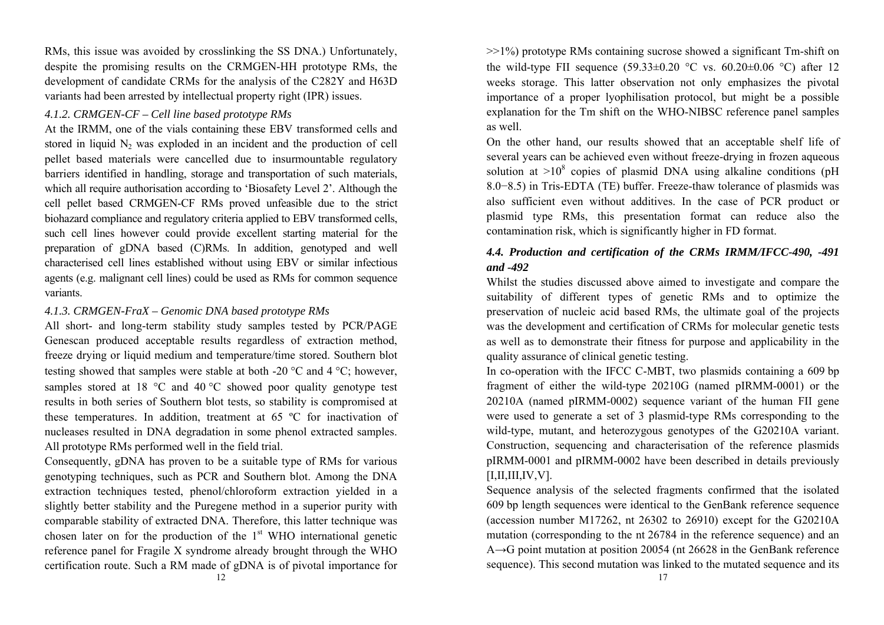RMs, this issue was avoided by crosslinking the SS DNA.) Unfortunately, despite the promising results on the CRMGEN-HH prototype RMs, the development of candidate CRMs for the analysis of the C282Y and H63D variants had been arrested by intellectual property right (IPR) issues.

#### *4.1.2. CRMGEN-CF – Cell line based prototype RMs*

At the IRMM, one of the vials containing these EBV transformed cells and stored in liquid $N_2$ was exploded in an incident and the production of cell pellet based materials were cancelled due to insurmountable regulatory barriers identified in handling, storage and transportation of such materials, which all require authorisation according to 'Biosafety Level 2'. Although the cell pellet based CRMGEN-CF RMs proved unfeasible due to the strict biohazard compliance and regulatory criteria applied to EBV transformed cells, such cell lines however could provide excellent starting material for the preparation of gDNA based (C)RMs. In addition, genotyped and well characterised cell lines established without using EBV or similar infectious agents (e.g. malignant cell lines) could be used as RMs for common sequence variants.

#### *4.1.3. CRMGEN-FraX – Genomic DNA based prototype RMs*

All short- and long-term stability study samples tested by PCR/PAGE Genescan produced acceptable results regardless of extraction method, freeze drying or liquid medium and temperature/time stored. Southern blot testing showed that samples were stable at both -20 °C and 4 °C; however, samples stored at 18 °C and 40 °C showed poor quality genotype test results in both series of Southern blot tests, so stability is compromised at these temperatures. In addition, treatment at 65 ºC for inactivation of nucleases resulted in DNA degradation in some phenol extracted samples. All prototype RMs performed well in the field trial.

Consequently, gDNA has proven to be a suitable type of RMs for various genotyping techniques, such as PCR and Southern blot. Among the DNA extraction techniques tested, phenol/chloroform extraction yielded in a slightly better stability and the Puregene method in a superior purity with comparable stability of extracted DNA. Therefore, this latter technique was chosen later on for the production of the 1st WHO international genetic reference panel for Fragile X syndrome already brought through the WHO certification route. Such a RM made of gDNA is of pivotal importance for

>>1%) prototype RMs containing sucrose showed a significant Tm-shift on the wild-type FII sequence (59.33±0.20 °C vs. 60.20±0.06 °C) after 12 weeks storage. This latter observation not only emphasizes the pivotal importance of a proper lyophilisation protocol, but might be a possible explanation for the Tm shift on the WHO-NIBSC reference panel samples as well.

On the other hand, our results showed that an acceptable shelf life of several years can be achieved even without freeze-drying in frozen aqueous solution at $>10^8$ copies of plasmid DNA using alkaline conditions (pH 8.0−8.5) in Tris-EDTA (TE) buffer. Freeze-thaw tolerance of plasmids was also sufficient even without additives. In the case of PCR product or plasmid type RMs, this presentation format can reduce also the contamination risk, which is significantly higher in FD format.

### *4.4. Production and certification of the CRMs IRMM/IFCC-490, -491 and -492*

Whilst the studies discussed above aimed to investigate and compare the suitability of different types of genetic RMs and to optimize the preservation of nucleic acid based RMs, the ultimate goal of the projects was the development and certification of CRMs for molecular genetic tests as well as to demonstrate their fitness for purpose and applicability in the quality assurance of clinical genetic testing.

In co-operation with the IFCC C-MBT, two plasmids containing a 609 bp fragment of either the wild-type 20210G (named pIRMM-0001) or the 20210A (named pIRMM-0002) sequence variant of the human FII gene were used to generate a set of 3 plasmid-type RMs corresponding to the wild-type, mutant, and heterozygous genotypes of the G20210A variant. Construction, sequencing and characterisation of the reference plasmids pIRMM-0001 and pIRMM-0002 have been described in details previously [I,II,III,IV,V].

Sequence analysis of the selected fragments confirmed that the isolated 609 bp length sequences were identical to the GenBank reference sequence (accession number M17262, nt 26302 to 26910) except for the G20210A mutation (corresponding to the nt 26784 in the reference sequence) and an A→G point mutation at position 20054 (nt 26628 in the GenBank reference sequence). This second mutation was linked to the mutated sequence and its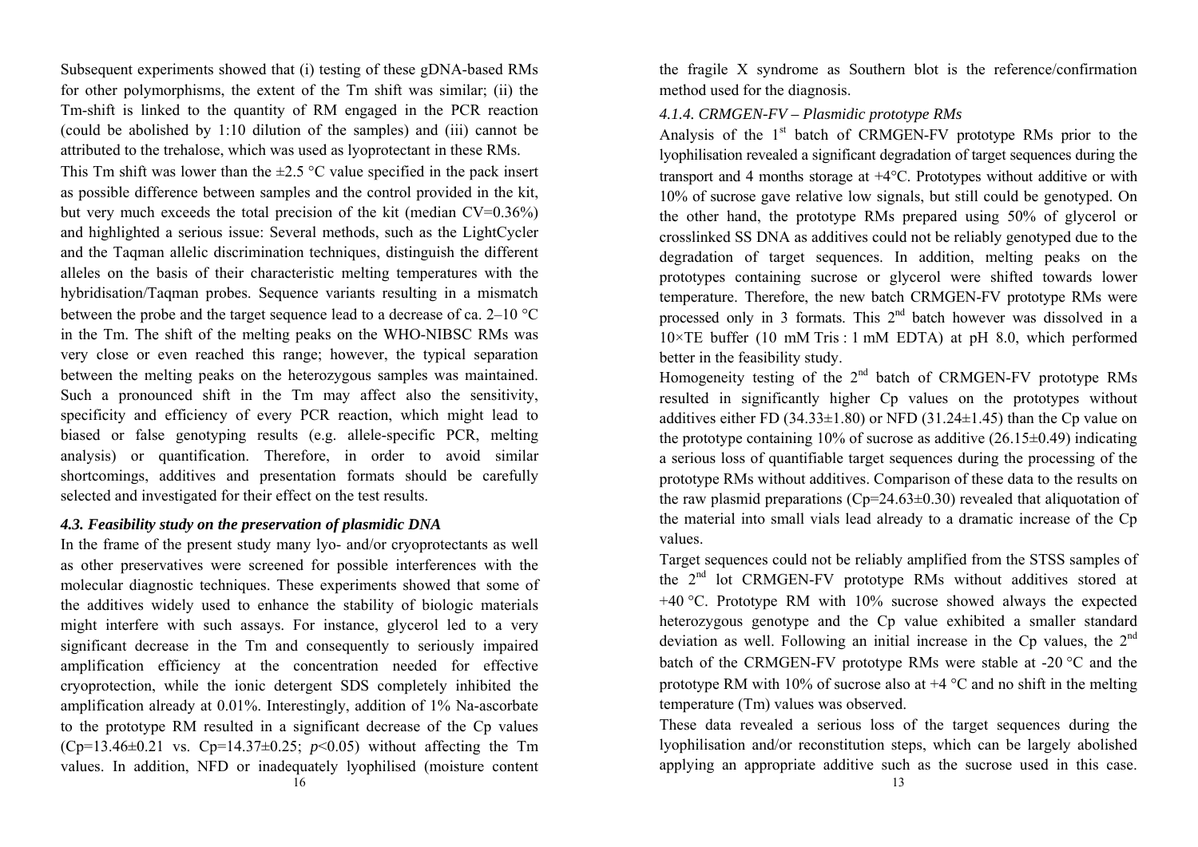Subsequent experiments showed that (i) testing of these gDNA-based RMs for other polymorphisms, the extent of the Tm shift was similar; (ii) the Tm-shift is linked to the quantity of RM engaged in the PCR reaction (could be abolished by 1:10 dilution of the samples) and (iii) cannot be attributed to the trehalose, which was used as lyoprotectant in these RMs.

This Tm shift was lower than the ±2.5 °C value specified in the pack insert as possible difference between samples and the control provided in the kit, but very much exceeds the total precision of the kit (median CV=0.36%) and highlighted a serious issue: Several methods, such as the LightCycler and the Taqman allelic discrimination techniques, distinguish the different alleles on the basis of their characteristic melting temperatures with the hybridisation/Taqman probes. Sequence variants resulting in a mismatch between the probe and the target sequence lead to a decrease of ca. 2–10 °C in the Tm. The shift of the melting peaks on the WHO-NIBSC RMs was very close or even reached this range; however, the typical separation between the melting peaks on the heterozygous samples was maintained. Such a pronounced shift in the Tm may affect also the sensitivity, specificity and efficiency of every PCR reaction, which might lead to biased or false genotyping results (e.g. allele-specific PCR, melting analysis) or quantification. Therefore, in order to avoid similar shortcomings, additives and presentation formats should be carefully selected and investigated for their effect on the test results.

### *4.3. Feasibility study on the preservation of plasmidic DNA*

In the frame of the present study many lyo- and/or cryoprotectants as well as other preservatives were screened for possible interferences with the molecular diagnostic techniques. These experiments showed that some of the additives widely used to enhance the stability of biologic materials might interfere with such assays. For instance, glycerol led to a very significant decrease in the Tm and consequently to seriously impaired amplification efficiency at the concentration needed for effective cryoprotection, while the ionic detergent SDS completely inhibited the amplification already at 0.01%. Interestingly, addition of 1% Na-ascorbate to the prototype RM resulted in a significant decrease of the Cp values (Cp=13.46±0.21 vs. Cp=14.37±0.25; $p$<0.05) without affecting the Tm values. In addition, NFD or inadequately lyophilised (moisture content

the fragile X syndrome as Southern blot is the reference/confirmation method used for the diagnosis.

#### *4.1.4. CRMGEN-FV – Plasmidic prototype RMs*

Analysis of the 1st batch of CRMGEN-FV prototype RMs prior to the lyophilisation revealed a significant degradation of target sequences during the transport and 4 months storage at +4°C. Prototypes without additive or with 10% of sucrose gave relative low signals, but still could be genotyped. On the other hand, the prototype RMs prepared using 50% of glycerol or crosslinked SS DNA as additives could not be reliably genotyped due to the degradation of target sequences. In addition, melting peaks on the prototypes containing sucrose or glycerol were shifted towards lower temperature. Therefore, the new batch CRMGEN-FV prototype RMs were processed only in 3 formats. This 2nd batch however was dissolved in a 10×TE buffer (10 mM Tris : 1 mM EDTA) at pH 8.0, which performed better in the feasibility study.

Homogeneity testing of the 2nd batch of CRMGEN-FV prototype RMs resulted in significantly higher Cp values on the prototypes without additives either FD (34.33±1.80) or NFD (31.24±1.45) than the Cp value on the prototype containing 10% of sucrose as additive (26.15±0.49) indicating a serious loss of quantifiable target sequences during the processing of the prototype RMs without additives. Comparison of these data to the results on the raw plasmid preparations (Cp=24.63±0.30) revealed that aliquotation of the material into small vials lead already to a dramatic increase of the Cp values.

Target sequences could not be reliably amplified from the STSS samples of the 2nd lot CRMGEN-FV prototype RMs without additives stored at +40 °C. Prototype RM with 10% sucrose showed always the expected heterozygous genotype and the Cp value exhibited a smaller standard deviation as well. Following an initial increase in the Cp values, the 2nd batch of the CRMGEN-FV prototype RMs were stable at -20 °C and the prototype RM with 10% of sucrose also at +4 °C and no shift in the melting temperature (Tm) values was observed.

These data revealed a serious loss of the target sequences during the lyophilisation and/or reconstitution steps, which can be largely abolished applying an appropriate additive such as the sucrose used in this case.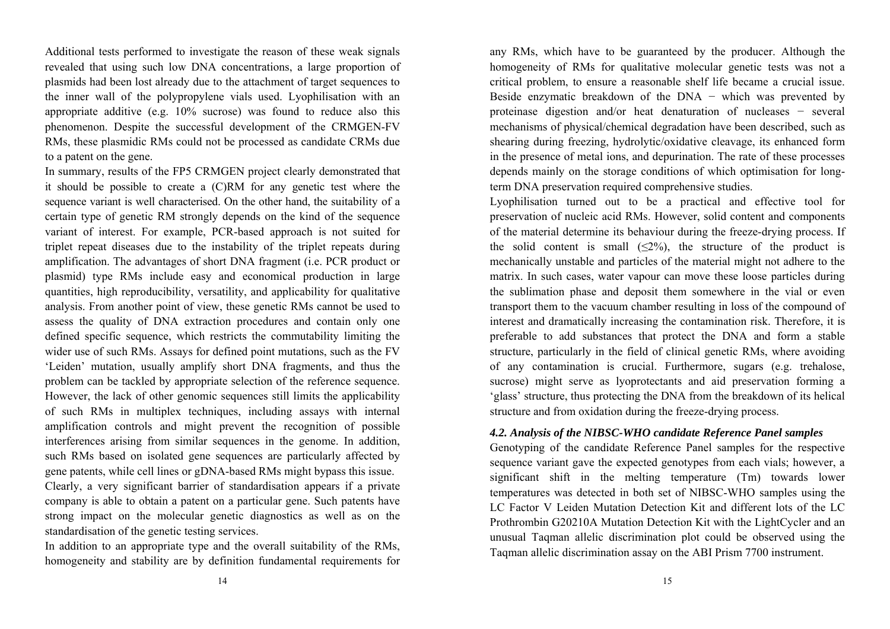Additional tests performed to investigate the reason of these weak signals revealed that using such low DNA concentrations, a large proportion of plasmids had been lost already due to the attachment of target sequences to the inner wall of the polypropylene vials used. Lyophilisation with an appropriate additive (e.g. 10% sucrose) was found to reduce also this phenomenon. Despite the successful development of the CRMGEN-FV RMs, these plasmidic RMs could not be processed as candidate CRMs due to a patent on the gene.

In summary, results of the FP5 CRMGEN project clearly demonstrated that it should be possible to create a (C)RM for any genetic test where the sequence variant is well characterised. On the other hand, the suitability of a certain type of genetic RM strongly depends on the kind of the sequence variant of interest. For example, PCR-based approach is not suited for triplet repeat diseases due to the instability of the triplet repeats during amplification. The advantages of short DNA fragment (i.e. PCR product or plasmid) type RMs include easy and economical production in large quantities, high reproducibility, versatility, and applicability for qualitative analysis. From another point of view, these genetic RMs cannot be used to assess the quality of DNA extraction procedures and contain only one defined specific sequence, which restricts the commutability limiting the wider use of such RMs. Assays for defined point mutations, such as the FV 'Leiden' mutation, usually amplify short DNA fragments, and thus the problem can be tackled by appropriate selection of the reference sequence. However, the lack of other genomic sequences still limits the applicability of such RMs in multiplex techniques, including assays with internal amplification controls and might prevent the recognition of possible interferences arising from similar sequences in the genome. In addition, such RMs based on isolated gene sequences are particularly affected by gene patents, while cell lines or gDNA-based RMs might bypass this issue.

Clearly, a very significant barrier of standardisation appears if a private company is able to obtain a patent on a particular gene. Such patents have strong impact on the molecular genetic diagnostics as well as on the standardisation of the genetic testing services.

In addition to an appropriate type and the overall suitability of the RMs, homogeneity and stability are by definition fundamental requirements for any RMs, which have to be guaranteed by the producer. Although the homogeneity of RMs for qualitative molecular genetic tests was not a critical problem, to ensure a reasonable shelf life became a crucial issue. Beside enzymatic breakdown of the DNA − which was prevented by proteinase digestion and/or heat denaturation of nucleases − several mechanisms of physical/chemical degradation have been described, such as shearing during freezing, hydrolytic/oxidative cleavage, its enhanced form in the presence of metal ions, and depurination. The rate of these processes depends mainly on the storage conditions of which optimisation for long-term DNA preservation required comprehensive studies.

Lyophilisation turned out to be a practical and effective tool for preservation of nucleic acid RMs. However, solid content and components of the material determine its behaviour during the freeze-drying process. If the solid content is small (≤2%), the structure of the product is mechanically unstable and particles of the material might not adhere to the matrix. In such cases, water vapour can move these loose particles during the sublimation phase and deposit them somewhere in the vial or even transport them to the vacuum chamber resulting in loss of the compound of interest and dramatically increasing the contamination risk. Therefore, it is preferable to add substances that protect the DNA and form a stable structure, particularly in the field of clinical genetic RMs, where avoiding of any contamination is crucial. Furthermore, sugars (e.g. trehalose, sucrose) might serve as lyoprotectants and aid preservation forming a 'glass' structure, thus protecting the DNA from the breakdown of its helical structure and from oxidation during the freeze-drying process.

### *4.2. Analysis of the NIBSC-WHO candidate Reference Panel samples*

Genotyping of the candidate Reference Panel samples for the respective sequence variant gave the expected genotypes from each vials; however, a significant shift in the melting temperature (Tm) towards lower temperatures was detected in both set of NIBSC-WHO samples using the LC Factor V Leiden Mutation Detection Kit and different lots of the LC Prothrombin G20210A Mutation Detection Kit with the LightCycler and an unusual Taqman allelic discrimination plot could be observed using the Taqman allelic discrimination assay on the ABI Prism 7700 instrument.